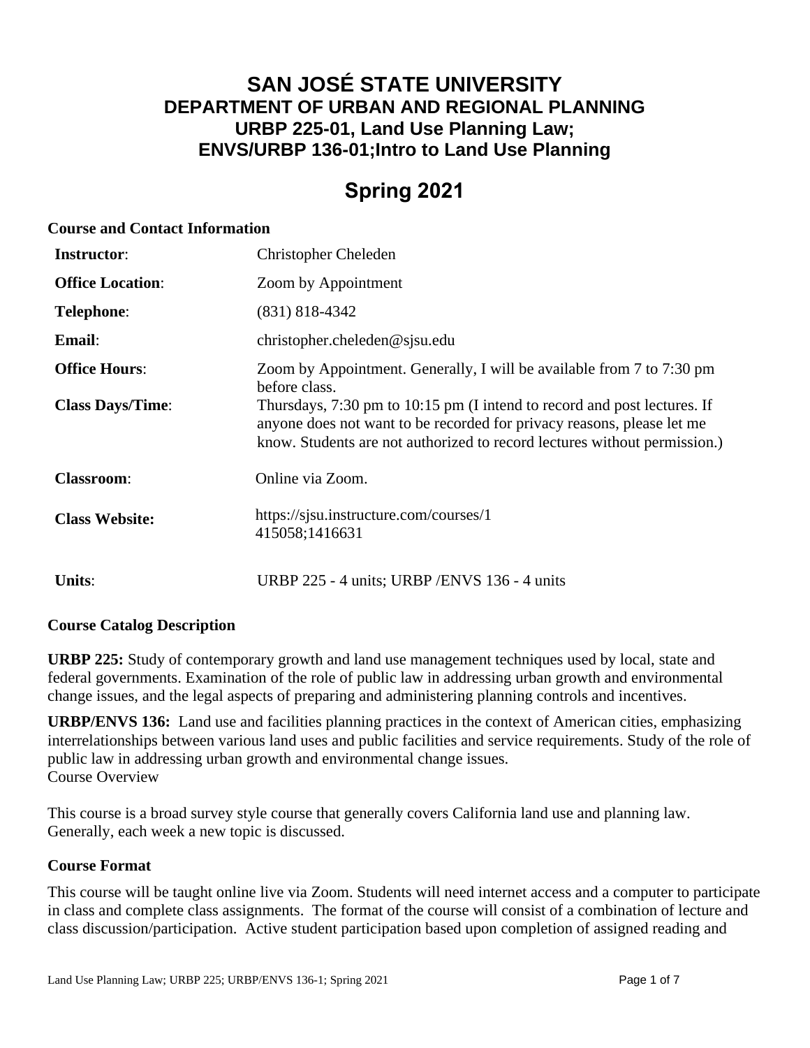# SAN JOSÉ STATE UNIVERSITY
## DEPARTMENT OF URBAN AND REGIONAL PLANNING
## URBP 225-01, Land Use Planning Law; ENVS/URBP 136-01;Intro to Land Use Planning

# Spring 2021

**Course and Contact Information**

| | |
|---|---|
| **Instructor**: | Christopher Cheleden |
| **Office Location**: | Zoom by Appointment |
| **Telephone**: | (831) 818-4342 |
| **Email**: | christopher.cheleden@sjsu.edu |
| **Office Hours**: | Zoom by Appointment. Generally, I will be available from 7 to 7:30 pm before class. |
| **Class Days/Time**: | Thursdays, 7:30 pm to 10:15 pm (I intend to record and post lectures. If anyone does not want to be recorded for privacy reasons, please let me know. Students are not authorized to record lectures without permission.) |
| **Classroom**: | Online via Zoom. |
| **Class Website:** | https://sjsu.instructure.com/courses/1415058;1416631 |
| **Units**: | URBP 225 - 4 units; URBP /ENVS 136 - 4 units |

**Course Catalog Description**

**URBP 225:** Study of contemporary growth and land use management techniques used by local, state and federal governments. Examination of the role of public law in addressing urban growth and environmental change issues, and the legal aspects of preparing and administering planning controls and incentives.

**URBP/ENVS 136:** Land use and facilities planning practices in the context of American cities, emphasizing interrelationships between various land uses and public facilities and service requirements. Study of the role of public law in addressing urban growth and environmental change issues.

Course Overview

This course is a broad survey style course that generally covers California land use and planning law. Generally, each week a new topic is discussed.

**Course Format**

This course will be taught online live via Zoom. Students will need internet access and a computer to participate in class and complete class assignments. The format of the course will consist of a combination of lecture and class discussion/participation. Active student participation based upon completion of assigned reading and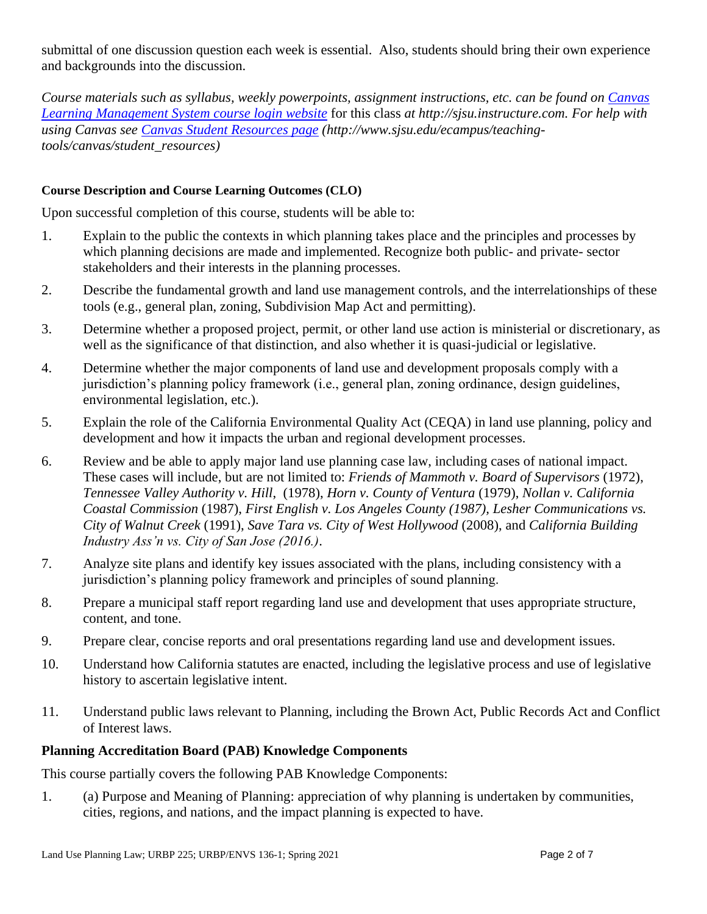submittal of one discussion question each week is essential. Also, students should bring their own experience and backgrounds into the discussion.

*Course materials such as syllabus, weekly powerpoints, assignment instructions, etc. can be found on* [Canvas Learning Management System course login website](http://sjsu.instructure.com) for this class *at http://sjsu.instructure.com. For help with using Canvas see* [Canvas Student Resources page](http://www.sjsu.edu/ecampus/teaching-tools/canvas/student_resources) *(http://www.sjsu.edu/ecampus/teaching-tools/canvas/student_resources)*

### Course Description and Course Learning Outcomes (CLO)

Upon successful completion of this course, students will be able to:

1. Explain to the public the contexts in which planning takes place and the principles and processes by which planning decisions are made and implemented. Recognize both public- and private- sector stakeholders and their interests in the planning processes.
2. Describe the fundamental growth and land use management controls, and the interrelationships of these tools (e.g., general plan, zoning, Subdivision Map Act and permitting).
3. Determine whether a proposed project, permit, or other land use action is ministerial or discretionary, as well as the significance of that distinction, and also whether it is quasi-judicial or legislative.
4. Determine whether the major components of land use and development proposals comply with a jurisdiction's planning policy framework (i.e., general plan, zoning ordinance, design guidelines, environmental legislation, etc.).
5. Explain the role of the California Environmental Quality Act (CEQA) in land use planning, policy and development and how it impacts the urban and regional development processes.
6. Review and be able to apply major land use planning case law, including cases of national impact. These cases will include, but are not limited to: *Friends of Mammoth v. Board of Supervisors* (1972), *Tennessee Valley Authority v. Hill*, (1978), *Horn v. County of Ventura* (1979), *Nollan v. California Coastal Commission* (1987), *First English v. Los Angeles County (1987), Lesher Communications vs. City of Walnut Creek* (1991), *Save Tara vs. City of West Hollywood* (2008), and *California Building Industry Ass'n vs. City of San Jose (2016.)*.
7. Analyze site plans and identify key issues associated with the plans, including consistency with a jurisdiction's planning policy framework and principles of sound planning.
8. Prepare a municipal staff report regarding land use and development that uses appropriate structure, content, and tone.
9. Prepare clear, concise reports and oral presentations regarding land use and development issues.
10. Understand how California statutes are enacted, including the legislative process and use of legislative history to ascertain legislative intent.
11. Understand public laws relevant to Planning, including the Brown Act, Public Records Act and Conflict of Interest laws.

### Planning Accreditation Board (PAB) Knowledge Components

This course partially covers the following PAB Knowledge Components:

1. (a) Purpose and Meaning of Planning: appreciation of why planning is undertaken by communities, cities, regions, and nations, and the impact planning is expected to have.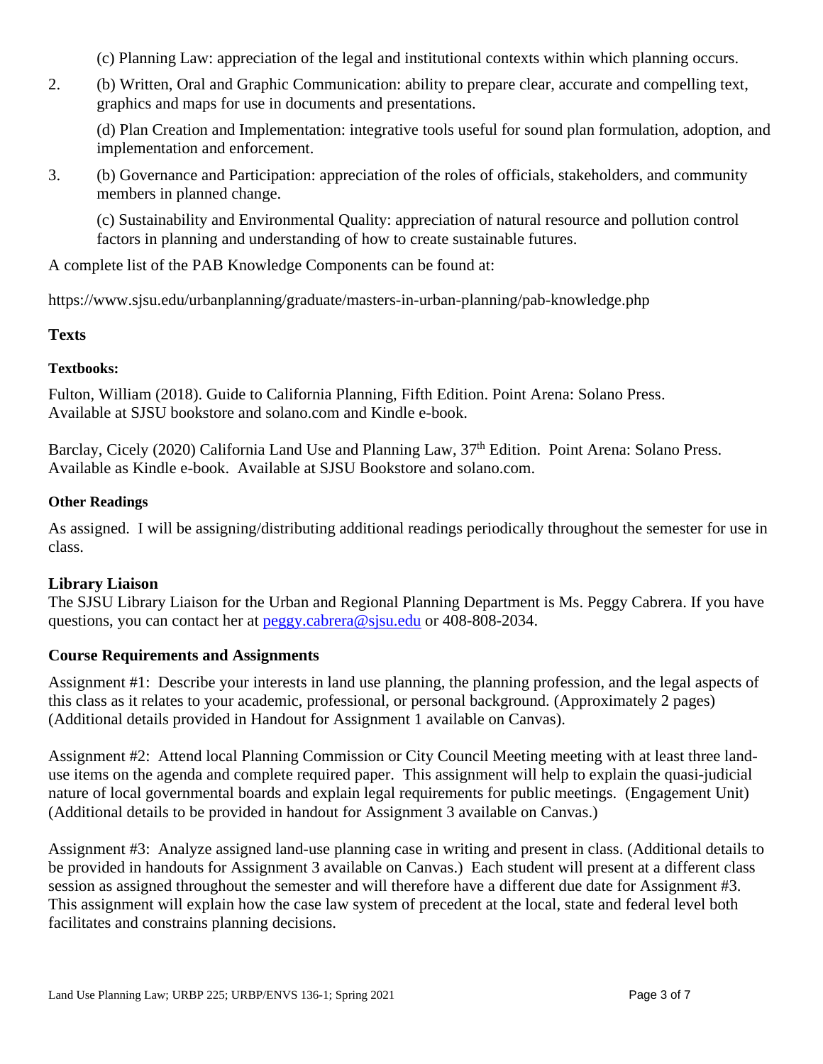(c) Planning Law: appreciation of the legal and institutional contexts within which planning occurs.

2. (b) Written, Oral and Graphic Communication: ability to prepare clear, accurate and compelling text, graphics and maps for use in documents and presentations.

   (d) Plan Creation and Implementation: integrative tools useful for sound plan formulation, adoption, and implementation and enforcement.

3. (b) Governance and Participation: appreciation of the roles of officials, stakeholders, and community members in planned change.

   (c) Sustainability and Environmental Quality: appreciation of natural resource and pollution control factors in planning and understanding of how to create sustainable futures.

A complete list of the PAB Knowledge Components can be found at:

https://www.sjsu.edu/urbanplanning/graduate/masters-in-urban-planning/pab-knowledge.php

## Texts

### Textbooks:

Fulton, William (2018). Guide to California Planning, Fifth Edition. Point Arena: Solano Press. Available at SJSU bookstore and solano.com and Kindle e-book.

Barclay, Cicely (2020) California Land Use and Planning Law, 37th Edition. Point Arena: Solano Press. Available as Kindle e-book. Available at SJSU Bookstore and solano.com.

### Other Readings

As assigned. I will be assigning/distributing additional readings periodically throughout the semester for use in class.

## Library Liaison

The SJSU Library Liaison for the Urban and Regional Planning Department is Ms. Peggy Cabrera. If you have questions, you can contact her at peggy.cabrera@sjsu.edu or 408-808-2034.

## Course Requirements and Assignments

Assignment #1: Describe your interests in land use planning, the planning profession, and the legal aspects of this class as it relates to your academic, professional, or personal background. (Approximately 2 pages) (Additional details provided in Handout for Assignment 1 available on Canvas).

Assignment #2: Attend local Planning Commission or City Council Meeting meeting with at least three land-use items on the agenda and complete required paper. This assignment will help to explain the quasi-judicial nature of local governmental boards and explain legal requirements for public meetings. (Engagement Unit) (Additional details to be provided in handout for Assignment 3 available on Canvas.)

Assignment #3: Analyze assigned land-use planning case in writing and present in class. (Additional details to be provided in handouts for Assignment 3 available on Canvas.) Each student will present at a different class session as assigned throughout the semester and will therefore have a different due date for Assignment #3. This assignment will explain how the case law system of precedent at the local, state and federal level both facilitates and constrains planning decisions.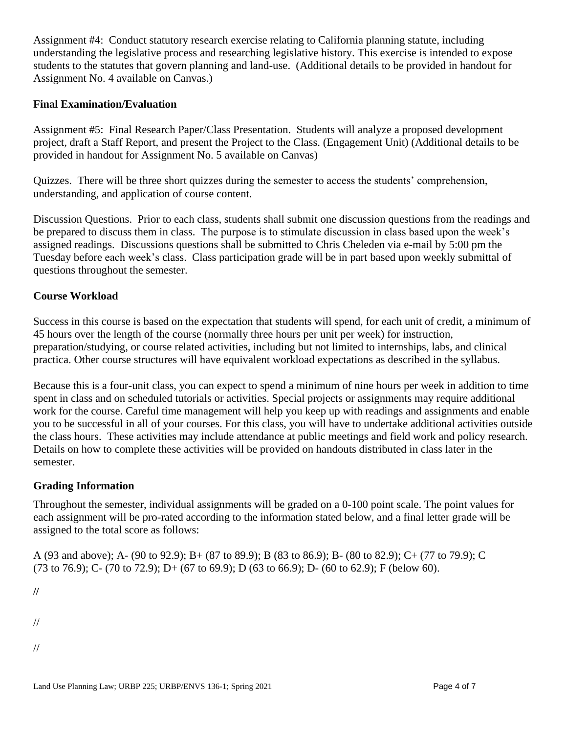Assignment #4: Conduct statutory research exercise relating to California planning statute, including understanding the legislative process and researching legislative history. This exercise is intended to expose students to the statutes that govern planning and land-use. (Additional details to be provided in handout for Assignment No. 4 available on Canvas.)

### Final Examination/Evaluation

Assignment #5: Final Research Paper/Class Presentation. Students will analyze a proposed development project, draft a Staff Report, and present the Project to the Class. (Engagement Unit) (Additional details to be provided in handout for Assignment No. 5 available on Canvas)

Quizzes. There will be three short quizzes during the semester to access the students' comprehension, understanding, and application of course content.

Discussion Questions. Prior to each class, students shall submit one discussion questions from the readings and be prepared to discuss them in class. The purpose is to stimulate discussion in class based upon the week's assigned readings. Discussions questions shall be submitted to Chris Cheleden via e-mail by 5:00 pm the Tuesday before each week's class. Class participation grade will be in part based upon weekly submittal of questions throughout the semester.

### Course Workload

Success in this course is based on the expectation that students will spend, for each unit of credit, a minimum of 45 hours over the length of the course (normally three hours per unit per week) for instruction, preparation/studying, or course related activities, including but not limited to internships, labs, and clinical practica. Other course structures will have equivalent workload expectations as described in the syllabus.

Because this is a four-unit class, you can expect to spend a minimum of nine hours per week in addition to time spent in class and on scheduled tutorials or activities. Special projects or assignments may require additional work for the course. Careful time management will help you keep up with readings and assignments and enable you to be successful in all of your courses. For this class, you will have to undertake additional activities outside the class hours. These activities may include attendance at public meetings and field work and policy research. Details on how to complete these activities will be provided on handouts distributed in class later in the semester.

### Grading Information

Throughout the semester, individual assignments will be graded on a 0-100 point scale. The point values for each assignment will be pro-rated according to the information stated below, and a final letter grade will be assigned to the total score as follows:

A (93 and above); A- (90 to 92.9); B+ (87 to 89.9); B (83 to 86.9); B- (80 to 82.9); C+ (77 to 79.9); C (73 to 76.9); C- (70 to 72.9); D+ (67 to 69.9); D (63 to 66.9); D- (60 to 62.9); F (below 60).

//

//

//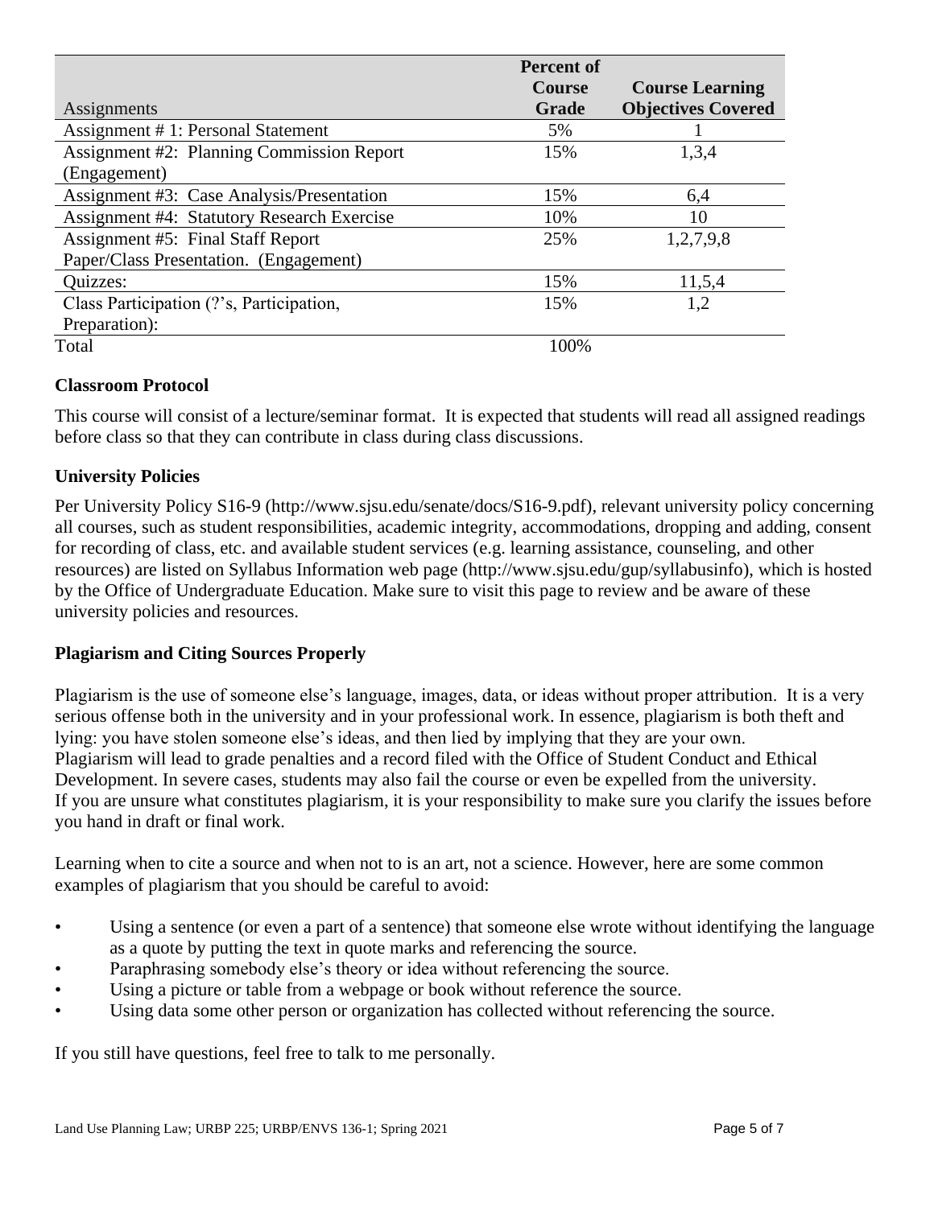| Assignments | Percent of Course Grade | Course Learning Objectives Covered |
|---|---|---|
| Assignment # 1: Personal Statement | 5% | 1 |
| Assignment #2: Planning Commission Report (Engagement) | 15% | 1,3,4 |
| Assignment #3: Case Analysis/Presentation | 15% | 6,4 |
| Assignment #4: Statutory Research Exercise | 10% | 10 |
| Assignment #5: Final Staff Report Paper/Class Presentation. (Engagement) | 25% | 1,2,7,9,8 |
| Quizzes: | 15% | 11,5,4 |
| Class Participation (?'s, Participation, Preparation): | 15% | 1,2 |
| Total | 100% | |

**Classroom Protocol**

This course will consist of a lecture/seminar format. It is expected that students will read all assigned readings before class so that they can contribute in class during class discussions.

**University Policies**

Per University Policy S16-9 (http://www.sjsu.edu/senate/docs/S16-9.pdf), relevant university policy concerning all courses, such as student responsibilities, academic integrity, accommodations, dropping and adding, consent for recording of class, etc. and available student services (e.g. learning assistance, counseling, and other resources) are listed on Syllabus Information web page (http://www.sjsu.edu/gup/syllabusinfo), which is hosted by the Office of Undergraduate Education. Make sure to visit this page to review and be aware of these university policies and resources.

**Plagiarism and Citing Sources Properly**

Plagiarism is the use of someone else's language, images, data, or ideas without proper attribution. It is a very serious offense both in the university and in your professional work. In essence, plagiarism is both theft and lying: you have stolen someone else's ideas, and then lied by implying that they are your own. Plagiarism will lead to grade penalties and a record filed with the Office of Student Conduct and Ethical Development. In severe cases, students may also fail the course or even be expelled from the university. If you are unsure what constitutes plagiarism, it is your responsibility to make sure you clarify the issues before you hand in draft or final work.

Learning when to cite a source and when not to is an art, not a science. However, here are some common examples of plagiarism that you should be careful to avoid:

- Using a sentence (or even a part of a sentence) that someone else wrote without identifying the language as a quote by putting the text in quote marks and referencing the source.
- Paraphrasing somebody else's theory or idea without referencing the source.
- Using a picture or table from a webpage or book without reference the source.
- Using data some other person or organization has collected without referencing the source.

If you still have questions, feel free to talk to me personally.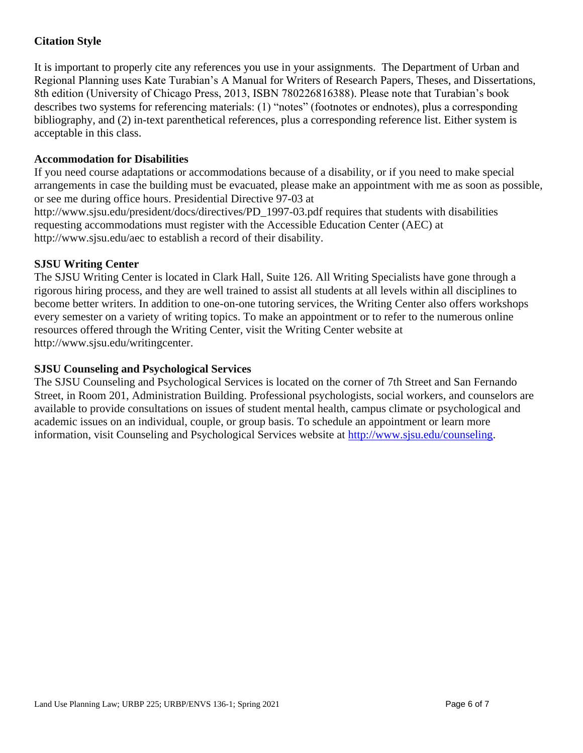### Citation Style

It is important to properly cite any references you use in your assignments. The Department of Urban and Regional Planning uses Kate Turabian's A Manual for Writers of Research Papers, Theses, and Dissertations, 8th edition (University of Chicago Press, 2013, ISBN 780226816388). Please note that Turabian's book describes two systems for referencing materials: (1) "notes" (footnotes or endnotes), plus a corresponding bibliography, and (2) in-text parenthetical references, plus a corresponding reference list. Either system is acceptable in this class.

### Accommodation for Disabilities

If you need course adaptations or accommodations because of a disability, or if you need to make special arrangements in case the building must be evacuated, please make an appointment with me as soon as possible, or see me during office hours. Presidential Directive 97-03 at http://www.sjsu.edu/president/docs/directives/PD_1997-03.pdf requires that students with disabilities requesting accommodations must register with the Accessible Education Center (AEC) at http://www.sjsu.edu/aec to establish a record of their disability.

### SJSU Writing Center

The SJSU Writing Center is located in Clark Hall, Suite 126. All Writing Specialists have gone through a rigorous hiring process, and they are well trained to assist all students at all levels within all disciplines to become better writers. In addition to one-on-one tutoring services, the Writing Center also offers workshops every semester on a variety of writing topics. To make an appointment or to refer to the numerous online resources offered through the Writing Center, visit the Writing Center website at http://www.sjsu.edu/writingcenter.

### SJSU Counseling and Psychological Services

The SJSU Counseling and Psychological Services is located on the corner of 7th Street and San Fernando Street, in Room 201, Administration Building. Professional psychologists, social workers, and counselors are available to provide consultations on issues of student mental health, campus climate or psychological and academic issues on an individual, couple, or group basis. To schedule an appointment or learn more information, visit Counseling and Psychological Services website at [http://www.sjsu.edu/counseling](http://www.sjsu.edu/counseling).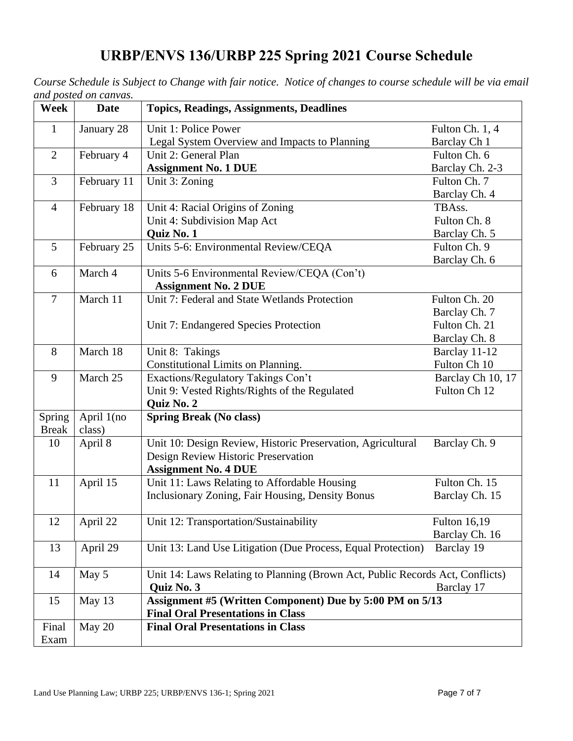# URBP/ENVS 136/URBP 225 Spring 2021 Course Schedule

*Course Schedule is Subject to Change with fair notice. Notice of changes to course schedule will be via email and posted on canvas.*

| Week | Date | Topics, Readings, Assignments, Deadlines | |
|---|---|---|---|
| 1 | January 28 | Unit 1: Police Power<br>Legal System Overview and Impacts to Planning | Fulton Ch. 1, 4<br>Barclay Ch 1 |
| 2 | February 4 | Unit 2: General Plan<br>**Assignment No. 1 DUE** | Fulton Ch. 6<br>Barclay Ch. 2-3 |
| 3 | February 11 | Unit 3: Zoning | Fulton Ch. 7<br>Barclay Ch. 4 |
| 4 | February 18 | Unit 4: Racial Origins of Zoning<br>Unit 4: Subdivision Map Act<br>**Quiz No. 1** | TBAss.<br>Fulton Ch. 8<br>Barclay Ch. 5 |
| 5 | February 25 | Units 5-6: Environmental Review/CEQA | Fulton Ch. 9<br>Barclay Ch. 6 |
| 6 | March 4 | Units 5-6 Environmental Review/CEQA (Con't)<br>**Assignment No. 2 DUE** | |
| 7 | March 11 | Unit 7: Federal and State Wetlands Protection<br><br>Unit 7: Endangered Species Protection | Fulton Ch. 20<br>Barclay Ch. 7<br>Fulton Ch. 21<br>Barclay Ch. 8 |
| 8 | March 18 | Unit 8: Takings<br>Constitutional Limits on Planning. | Barclay 11-12<br>Fulton Ch 10 |
| 9 | March 25 | Exactions/Regulatory Takings Con't<br>Unit 9: Vested Rights/Rights of the Regulated<br>**Quiz No. 2** | Barclay Ch 10, 17<br>Fulton Ch 12 |
| Spring Break | April 1(no class) | **Spring Break (No class)** | |
| 10 | April 8 | Unit 10: Design Review, Historic Preservation, Agricultural<br>Design Review Historic Preservation<br>**Assignment No. 4 DUE** | Barclay Ch. 9 |
| 11 | April 15 | Unit 11: Laws Relating to Affordable Housing<br>Inclusionary Zoning, Fair Housing, Density Bonus | Fulton Ch. 15<br>Barclay Ch. 15 |
| 12 | April 22 | Unit 12: Transportation/Sustainability | Fulton 16,19<br>Barclay Ch. 16 |
| 13 | April 29 | Unit 13: Land Use Litigation (Due Process, Equal Protection) | Barclay 19 |
| 14 | May 5 | Unit 14: Laws Relating to Planning (Brown Act, Public Records Act, Conflicts)<br>**Quiz No. 3** | Barclay 17 |
| 15 | May 13 | **Assignment #5 (Written Component) Due by 5:00 PM on 5/13**<br>**Final Oral Presentations in Class** | |
| Final Exam | May 20 | **Final Oral Presentations in Class** | |